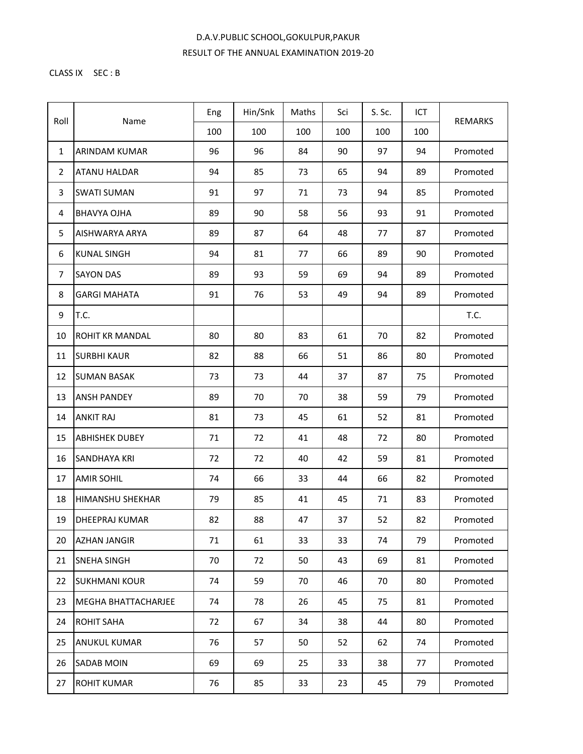D.A.V.PUBLIC SCHOOL,GOKULPUR,PAKUR

RESULT OF THE ANNUAL EXAMINATION 2019-20

CLASS IX SEC : B

| Roll | Name | Eng | Hin/Snk | Maths | Sci | S. Sc. | ICT | REMARKS |
|---|---|---|---|---|---|---|---|---|
| | | 100 | 100 | 100 | 100 | 100 | 100 | |
| 1 | ARINDAM KUMAR | 96 | 96 | 84 | 90 | 97 | 94 | Promoted |
| 2 | ATANU HALDAR | 94 | 85 | 73 | 65 | 94 | 89 | Promoted |
| 3 | SWATI SUMAN | 91 | 97 | 71 | 73 | 94 | 85 | Promoted |
| 4 | BHAVYA OJHA | 89 | 90 | 58 | 56 | 93 | 91 | Promoted |
| 5 | AISHWARYA ARYA | 89 | 87 | 64 | 48 | 77 | 87 | Promoted |
| 6 | KUNAL SINGH | 94 | 81 | 77 | 66 | 89 | 90 | Promoted |
| 7 | SAYON DAS | 89 | 93 | 59 | 69 | 94 | 89 | Promoted |
| 8 | GARGI MAHATA | 91 | 76 | 53 | 49 | 94 | 89 | Promoted |
| 9 | T.C. | | | | | | | T.C. |
| 10 | ROHIT KR MANDAL | 80 | 80 | 83 | 61 | 70 | 82 | Promoted |
| 11 | SURBHI KAUR | 82 | 88 | 66 | 51 | 86 | 80 | Promoted |
| 12 | SUMAN BASAK | 73 | 73 | 44 | 37 | 87 | 75 | Promoted |
| 13 | ANSH PANDEY | 89 | 70 | 70 | 38 | 59 | 79 | Promoted |
| 14 | ANKIT RAJ | 81 | 73 | 45 | 61 | 52 | 81 | Promoted |
| 15 | ABHISHEK DUBEY | 71 | 72 | 41 | 48 | 72 | 80 | Promoted |
| 16 | SANDHAYA KRI | 72 | 72 | 40 | 42 | 59 | 81 | Promoted |
| 17 | AMIR SOHIL | 74 | 66 | 33 | 44 | 66 | 82 | Promoted |
| 18 | HIMANSHU SHEKHAR | 79 | 85 | 41 | 45 | 71 | 83 | Promoted |
| 19 | DHEEPRAJ KUMAR | 82 | 88 | 47 | 37 | 52 | 82 | Promoted |
| 20 | AZHAN JANGIR | 71 | 61 | 33 | 33 | 74 | 79 | Promoted |
| 21 | SNEHA SINGH | 70 | 72 | 50 | 43 | 69 | 81 | Promoted |
| 22 | SUKHMANI KOUR | 74 | 59 | 70 | 46 | 70 | 80 | Promoted |
| 23 | MEGHA BHATTACHARJEE | 74 | 78 | 26 | 45 | 75 | 81 | Promoted |
| 24 | ROHIT SAHA | 72 | 67 | 34 | 38 | 44 | 80 | Promoted |
| 25 | ANUKUL KUMAR | 76 | 57 | 50 | 52 | 62 | 74 | Promoted |
| 26 | SADAB MOIN | 69 | 69 | 25 | 33 | 38 | 77 | Promoted |
| 27 | ROHIT KUMAR | 76 | 85 | 33 | 23 | 45 | 79 | Promoted |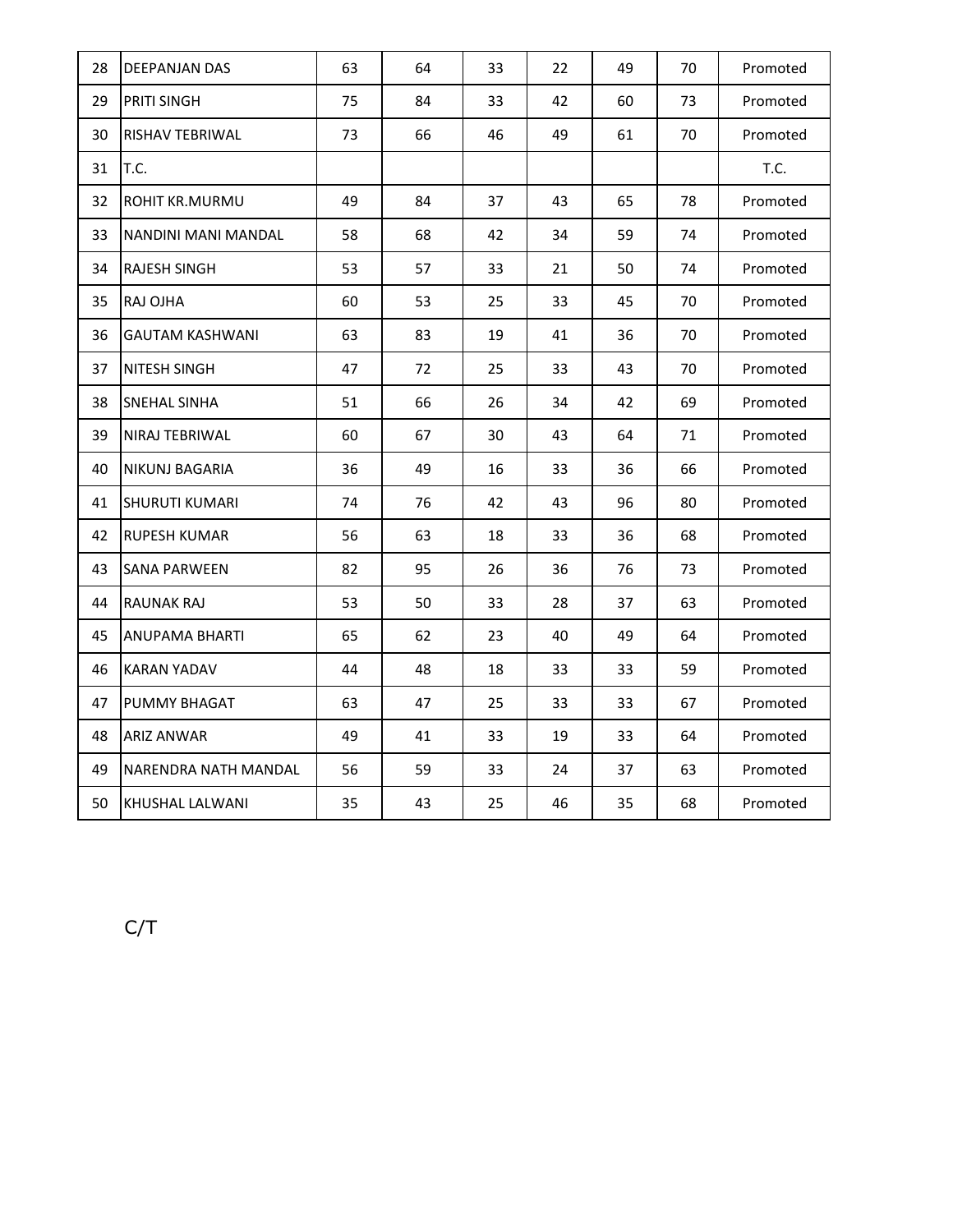| | | | | | | | | |
|---|---|---|---|---|---|---|---|---|
| 28 | DEEPANJAN DAS | 63 | 64 | 33 | 22 | 49 | 70 | Promoted |
| 29 | PRITI SINGH | 75 | 84 | 33 | 42 | 60 | 73 | Promoted |
| 30 | RISHAV TEBRIWAL | 73 | 66 | 46 | 49 | 61 | 70 | Promoted |
| 31 | T.C. | | | | | | | T.C. |
| 32 | ROHIT KR.MURMU | 49 | 84 | 37 | 43 | 65 | 78 | Promoted |
| 33 | NANDINI MANI MANDAL | 58 | 68 | 42 | 34 | 59 | 74 | Promoted |
| 34 | RAJESH SINGH | 53 | 57 | 33 | 21 | 50 | 74 | Promoted |
| 35 | RAJ OJHA | 60 | 53 | 25 | 33 | 45 | 70 | Promoted |
| 36 | GAUTAM KASHWANI | 63 | 83 | 19 | 41 | 36 | 70 | Promoted |
| 37 | NITESH SINGH | 47 | 72 | 25 | 33 | 43 | 70 | Promoted |
| 38 | SNEHAL SINHA | 51 | 66 | 26 | 34 | 42 | 69 | Promoted |
| 39 | NIRAJ TEBRIWAL | 60 | 67 | 30 | 43 | 64 | 71 | Promoted |
| 40 | NIKUNJ BAGARIA | 36 | 49 | 16 | 33 | 36 | 66 | Promoted |
| 41 | SHURUTI KUMARI | 74 | 76 | 42 | 43 | 96 | 80 | Promoted |
| 42 | RUPESH KUMAR | 56 | 63 | 18 | 33 | 36 | 68 | Promoted |
| 43 | SANA PARWEEN | 82 | 95 | 26 | 36 | 76 | 73 | Promoted |
| 44 | RAUNAK RAJ | 53 | 50 | 33 | 28 | 37 | 63 | Promoted |
| 45 | ANUPAMA BHARTI | 65 | 62 | 23 | 40 | 49 | 64 | Promoted |
| 46 | KARAN YADAV | 44 | 48 | 18 | 33 | 33 | 59 | Promoted |
| 47 | PUMMY BHAGAT | 63 | 47 | 25 | 33 | 33 | 67 | Promoted |
| 48 | ARIZ ANWAR | 49 | 41 | 33 | 19 | 33 | 64 | Promoted |
| 49 | NARENDRA NATH MANDAL | 56 | 59 | 33 | 24 | 37 | 63 | Promoted |
| 50 | KHUSHAL LALWANI | 35 | 43 | 25 | 46 | 35 | 68 | Promoted |

C/T